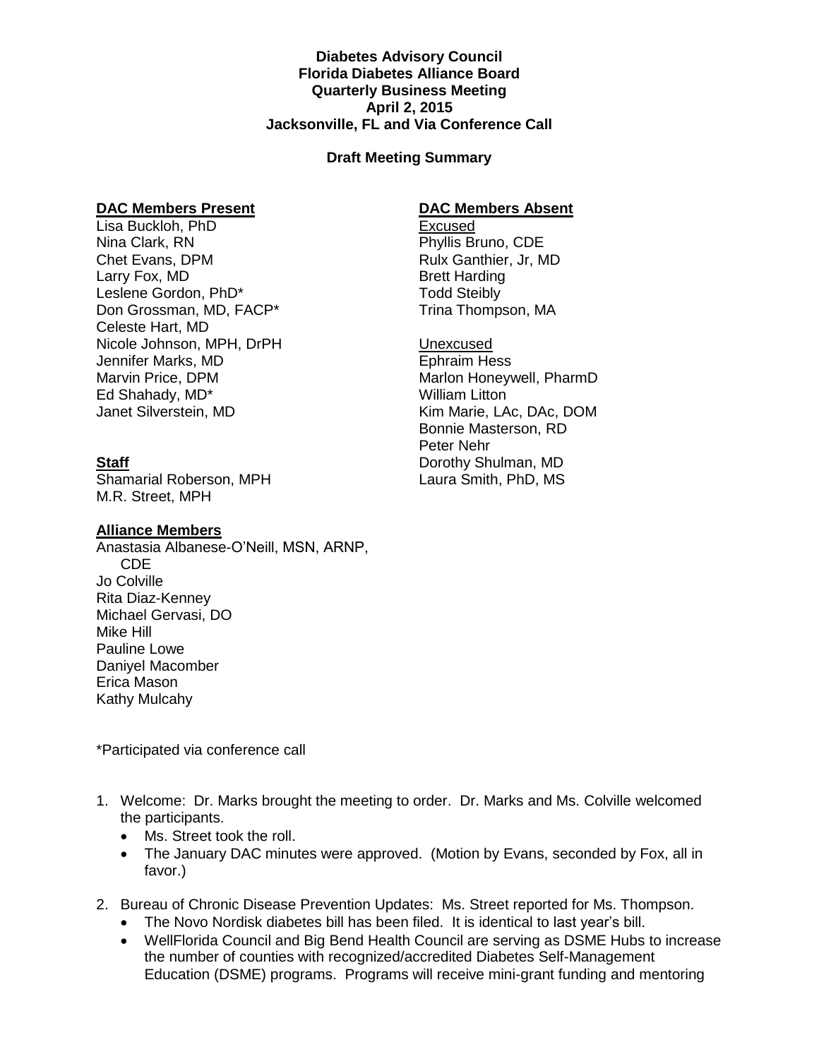**Diabetes Advisory Council**
**Florida Diabetes Alliance Board**
**Quarterly Business Meeting**
**April 2, 2015**
**Jacksonville, FL and Via Conference Call**

**Draft Meeting Summary**

**DAC Members Present**

Lisa Buckloh, PhD
Nina Clark, RN
Chet Evans, DPM
Larry Fox, MD
Leslene Gordon, PhD*
Don Grossman, MD, FACP*
Celeste Hart, MD
Nicole Johnson, MPH, DrPH
Jennifer Marks, MD
Marvin Price, DPM
Ed Shahady, MD*
Janet Silverstein, MD

**Staff**

Shamarial Roberson, MPH
M.R. Street, MPH

**Alliance Members**

Anastasia Albanese-O'Neill, MSN, ARNP, CDE
Jo Colville
Rita Diaz-Kenney
Michael Gervasi, DO
Mike Hill
Pauline Lowe
Daniyel Macomber
Erica Mason
Kathy Mulcahy

**DAC Members Absent**

Excused

Phyllis Bruno, CDE
Rulx Ganthier, Jr, MD
Brett Harding
Todd Steibly
Trina Thompson, MA

Unexcused

Ephraim Hess
Marlon Honeywell, PharmD
William Litton
Kim Marie, LAc, DAc, DOM
Bonnie Masterson, RD
Peter Nehr
Dorothy Shulman, MD
Laura Smith, PhD, MS

*Participated via conference call

1. Welcome: Dr. Marks brought the meeting to order. Dr. Marks and Ms. Colville welcomed the participants.
   - Ms. Street took the roll.
   - The January DAC minutes were approved. (Motion by Evans, seconded by Fox, all in favor.)

2. Bureau of Chronic Disease Prevention Updates: Ms. Street reported for Ms. Thompson.
   - The Novo Nordisk diabetes bill has been filed. It is identical to last year's bill.
   - WellFlorida Council and Big Bend Health Council are serving as DSME Hubs to increase the number of counties with recognized/accredited Diabetes Self-Management Education (DSME) programs. Programs will receive mini-grant funding and mentoring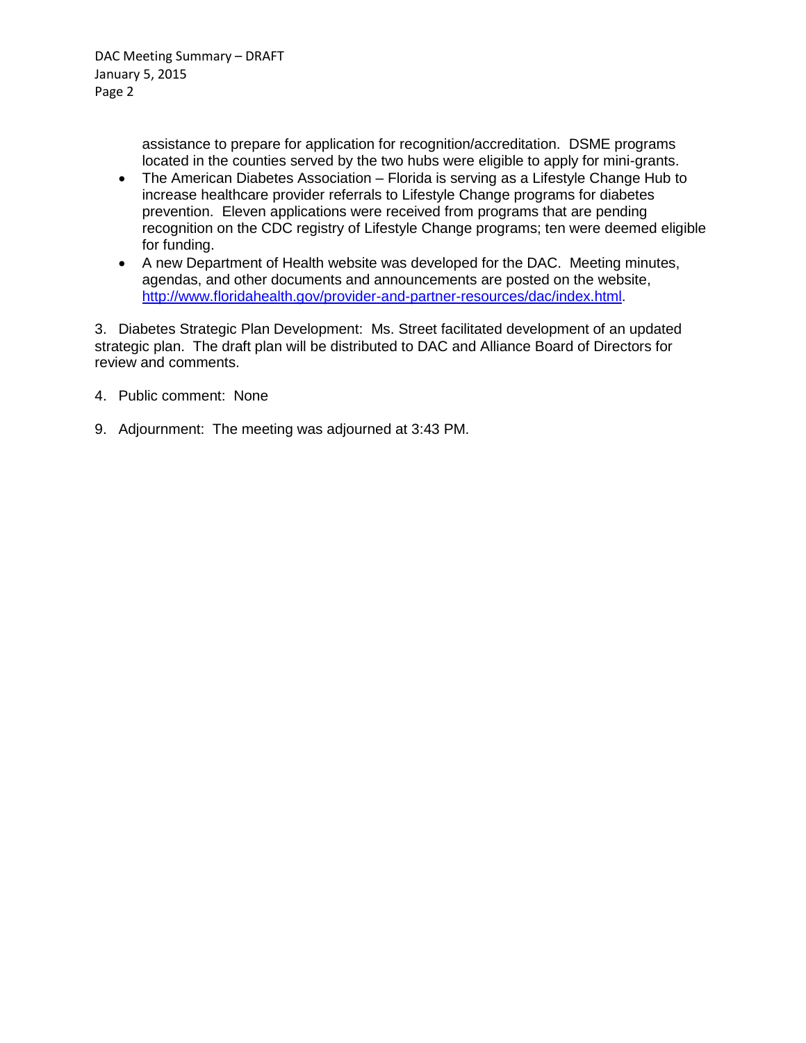assistance to prepare for application for recognition/accreditation. DSME programs located in the counties served by the two hubs were eligible to apply for mini-grants.

- The American Diabetes Association – Florida is serving as a Lifestyle Change Hub to increase healthcare provider referrals to Lifestyle Change programs for diabetes prevention. Eleven applications were received from programs that are pending recognition on the CDC registry of Lifestyle Change programs; ten were deemed eligible for funding.
- A new Department of Health website was developed for the DAC. Meeting minutes, agendas, and other documents and announcements are posted on the website, http://www.floridahealth.gov/provider-and-partner-resources/dac/index.html.

3. Diabetes Strategic Plan Development: Ms. Street facilitated development of an updated strategic plan. The draft plan will be distributed to DAC and Alliance Board of Directors for review and comments.

4. Public comment: None

9. Adjournment: The meeting was adjourned at 3:43 PM.